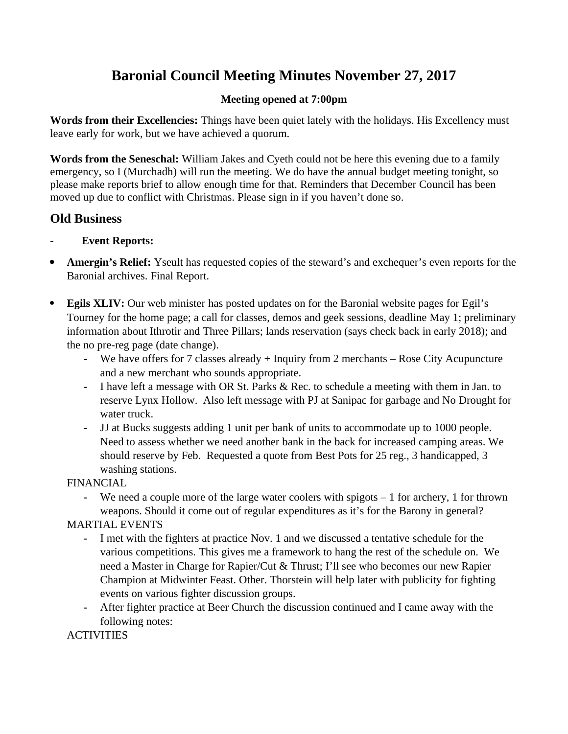# Baronial Council Meeting Minutes November 27, 2017

**Meeting opened at 7:00pm**

**Words from their Excellencies:** Things have been quiet lately with the holidays. His Excellency must leave early for work, but we have achieved a quorum.

**Words from the Seneschal:** William Jakes and Cyeth could not be here this evening due to a family emergency, so I (Murchadh) will run the meeting. We do have the annual budget meeting tonight, so please make reports brief to allow enough time for that. Reminders that December Council has been moved up due to conflict with Christmas. Please sign in if you haven't done so.

## Old Business

- **Event Reports:**

- **Amergin's Relief:** Yseult has requested copies of the steward's and exchequer's even reports for the Baronial archives. Final Report.

- **Egils XLIV:** Our web minister has posted updates on for the Baronial website pages for Egil's Tourney for the home page; a call for classes, demos and geek sessions, deadline May 1; preliminary information about Ithrotir and Three Pillars; lands reservation (says check back in early 2018); and the no pre-reg page (date change).
  - We have offers for 7 classes already + Inquiry from 2 merchants – Rose City Acupuncture and a new merchant who sounds appropriate.
  - I have left a message with OR St. Parks & Rec. to schedule a meeting with them in Jan. to reserve Lynx Hollow. Also left message with PJ at Sanipac for garbage and No Drought for water truck.
  - JJ at Bucks suggests adding 1 unit per bank of units to accommodate up to 1000 people. Need to assess whether we need another bank in the back for increased camping areas. We should reserve by Feb. Requested a quote from Best Pots for 25 reg., 3 handicapped, 3 washing stations.

  FINANCIAL
  - We need a couple more of the large water coolers with spigots – 1 for archery, 1 for thrown weapons. Should it come out of regular expenditures as it's for the Barony in general?

  MARTIAL EVENTS
  - I met with the fighters at practice Nov. 1 and we discussed a tentative schedule for the various competitions. This gives me a framework to hang the rest of the schedule on. We need a Master in Charge for Rapier/Cut & Thrust; I'll see who becomes our new Rapier Champion at Midwinter Feast. Other. Thorstein will help later with publicity for fighting events on various fighter discussion groups.
  - After fighter practice at Beer Church the discussion continued and I came away with the following notes:

  ACTIVITIES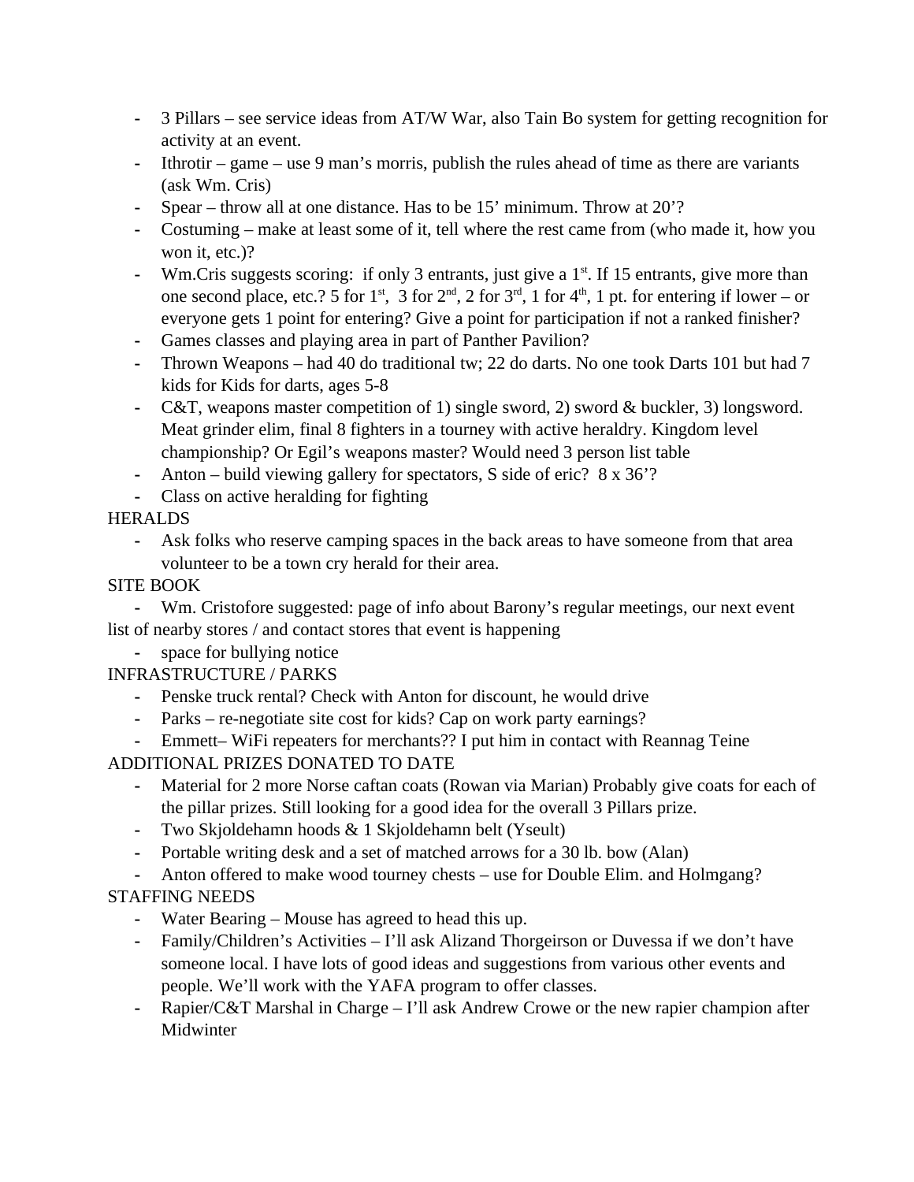- 3 Pillars – see service ideas from AT/W War, also Tain Bo system for getting recognition for activity at an event.
- Ithrotir – game – use 9 man's morris, publish the rules ahead of time as there are variants (ask Wm. Cris)
- Spear – throw all at one distance. Has to be 15' minimum. Throw at 20'?
- Costuming – make at least some of it, tell where the rest came from (who made it, how you won it, etc.)?
- Wm.Cris suggests scoring: if only 3 entrants, just give a 1st. If 15 entrants, give more than one second place, etc.? 5 for 1st, 3 for 2nd, 2 for 3rd, 1 for 4th, 1 pt. for entering if lower – or everyone gets 1 point for entering? Give a point for participation if not a ranked finisher?
- Games classes and playing area in part of Panther Pavilion?
- Thrown Weapons – had 40 do traditional tw; 22 do darts. No one took Darts 101 but had 7 kids for Kids for darts, ages 5-8
- C&T, weapons master competition of 1) single sword, 2) sword & buckler, 3) longsword. Meat grinder elim, final 8 fighters in a tourney with active heraldry. Kingdom level championship? Or Egil's weapons master? Would need 3 person list table
- Anton – build viewing gallery for spectators, S side of eric? 8 x 36'?
- Class on active heralding for fighting

HERALDS

- Ask folks who reserve camping spaces in the back areas to have someone from that area volunteer to be a town cry herald for their area.

SITE BOOK

- Wm. Cristofore suggested: page of info about Barony's regular meetings, our next event list of nearby stores / and contact stores that event is happening
- space for bullying notice

INFRASTRUCTURE / PARKS

- Penske truck rental? Check with Anton for discount, he would drive
- Parks – re-negotiate site cost for kids? Cap on work party earnings?
- Emmett– WiFi repeaters for merchants?? I put him in contact with Reannag Teine

ADDITIONAL PRIZES DONATED TO DATE

- Material for 2 more Norse caftan coats (Rowan via Marian) Probably give coats for each of the pillar prizes. Still looking for a good idea for the overall 3 Pillars prize.
- Two Skjoldehamn hoods & 1 Skjoldehamn belt (Yseult)
- Portable writing desk and a set of matched arrows for a 30 lb. bow (Alan)
- Anton offered to make wood tourney chests – use for Double Elim. and Holmgang?

STAFFING NEEDS

- Water Bearing – Mouse has agreed to head this up.
- Family/Children's Activities – I'll ask Alizand Thorgeirson or Duvessa if we don't have someone local. I have lots of good ideas and suggestions from various other events and people. We'll work with the YAFA program to offer classes.
- Rapier/C&T Marshal in Charge – I'll ask Andrew Crowe or the new rapier champion after Midwinter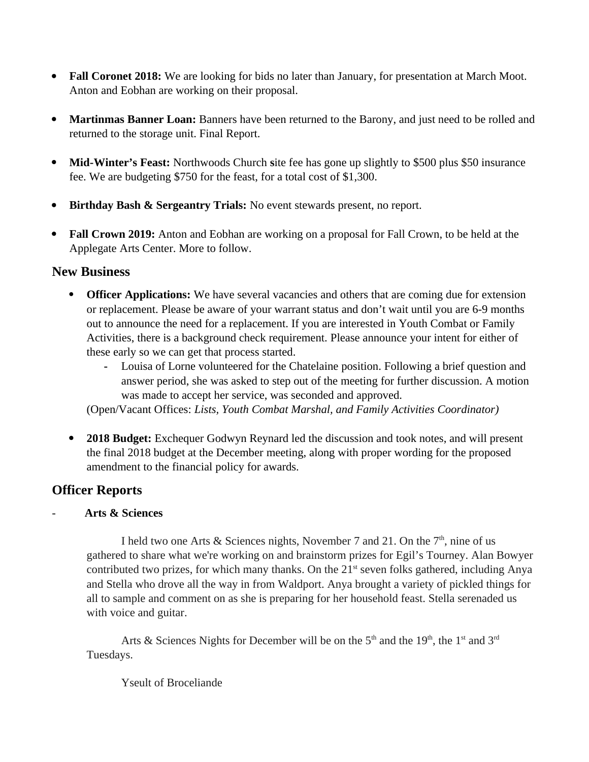- **Fall Coronet 2018:** We are looking for bids no later than January, for presentation at March Moot. Anton and Eobhan are working on their proposal.

- **Martinmas Banner Loan:** Banners have been returned to the Barony, and just need to be rolled and returned to the storage unit. Final Report.

- **Mid-Winter's Feast:** Northwoods Church **s**ite fee has gone up slightly to $500 plus $50 insurance fee. We are budgeting $750 for the feast, for a total cost of $1,300.

- **Birthday Bash & Sergeantry Trials:** No event stewards present, no report.

- **Fall Crown 2019:** Anton and Eobhan are working on a proposal for Fall Crown, to be held at the Applegate Arts Center. More to follow.

## New Business

- **Officer Applications:** We have several vacancies and others that are coming due for extension or replacement. Please be aware of your warrant status and don't wait until you are 6-9 months out to announce the need for a replacement. If you are interested in Youth Combat or Family Activities, there is a background check requirement. Please announce your intent for either of these early so we can get that process started.
  - Louisa of Lorne volunteered for the Chatelaine position. Following a brief question and answer period, she was asked to step out of the meeting for further discussion. A motion was made to accept her service, was seconded and approved.

  (Open/Vacant Offices: *Lists, Youth Combat Marshal, and Family Activities Coordinator)*

- **2018 Budget:** Exchequer Godwyn Reynard led the discussion and took notes, and will present the final 2018 budget at the December meeting, along with proper wording for the proposed amendment to the financial policy for awards.

## Officer Reports

- **Arts & Sciences**

I held two one Arts & Sciences nights, November 7 and 21. On the 7th, nine of us gathered to share what we're working on and brainstorm prizes for Egil's Tourney. Alan Bowyer contributed two prizes, for which many thanks. On the 21st seven folks gathered, including Anya and Stella who drove all the way in from Waldport. Anya brought a variety of pickled things for all to sample and comment on as she is preparing for her household feast. Stella serenaded us with voice and guitar.

Arts & Sciences Nights for December will be on the 5th and the 19th, the 1st and 3rd Tuesdays.

Yseult of Broceliande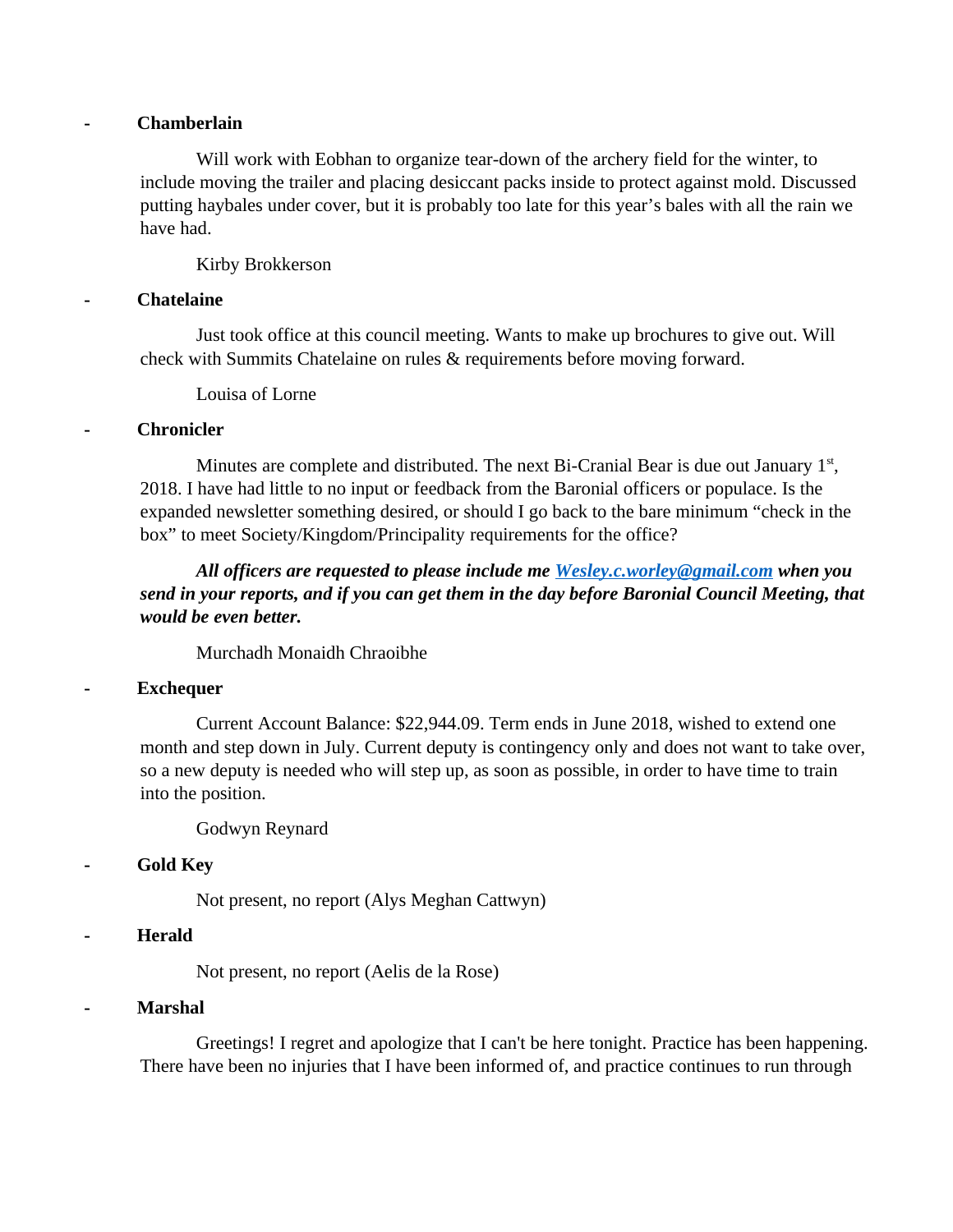- **Chamberlain**

  Will work with Eobhan to organize tear-down of the archery field for the winter, to include moving the trailer and placing desiccant packs inside to protect against mold. Discussed putting haybales under cover, but it is probably too late for this year's bales with all the rain we have had.

  Kirby Brokkerson

- **Chatelaine**

  Just took office at this council meeting. Wants to make up brochures to give out. Will check with Summits Chatelaine on rules & requirements before moving forward.

  Louisa of Lorne

- **Chronicler**

  Minutes are complete and distributed. The next Bi-Cranial Bear is due out January 1st, 2018. I have had little to no input or feedback from the Baronial officers or populace. Is the expanded newsletter something desired, or should I go back to the bare minimum "check in the box" to meet Society/Kingdom/Principality requirements for the office?

  ***All officers are requested to please include me [Wesley.c.worley@gmail.com](mailto:Wesley.c.worley@gmail.com) when you send in your reports, and if you can get them in the day before Baronial Council Meeting, that would be even better.***

  Murchadh Monaidh Chraoibhe

- **Exchequer**

  Current Account Balance: $22,944.09. Term ends in June 2018, wished to extend one month and step down in July. Current deputy is contingency only and does not want to take over, so a new deputy is needed who will step up, as soon as possible, in order to have time to train into the position.

  Godwyn Reynard

- **Gold Key**

  Not present, no report (Alys Meghan Cattwyn)

- **Herald**

  Not present, no report (Aelis de la Rose)

- **Marshal**

  Greetings! I regret and apologize that I can't be here tonight. Practice has been happening. There have been no injuries that I have been informed of, and practice continues to run through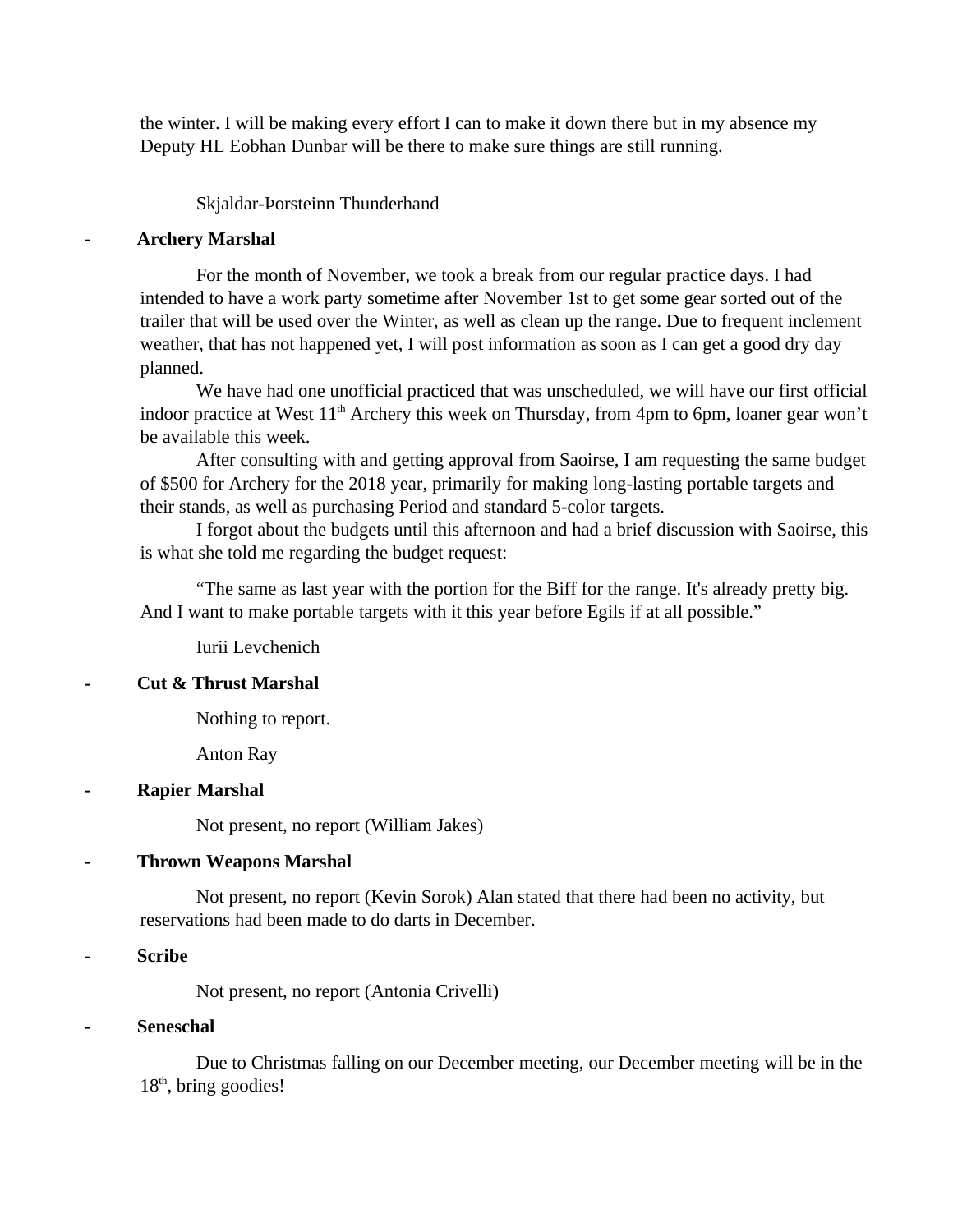the winter. I will be making every effort I can to make it down there but in my absence my Deputy HL Eobhan Dunbar will be there to make sure things are still running.

Skjaldar-Þorsteinn Thunderhand

- **Archery Marshal**

For the month of November, we took a break from our regular practice days. I had intended to have a work party sometime after November 1st to get some gear sorted out of the trailer that will be used over the Winter, as well as clean up the range. Due to frequent inclement weather, that has not happened yet, I will post information as soon as I can get a good dry day planned.

We have had one unofficial practiced that was unscheduled, we will have our first official indoor practice at West 11th Archery this week on Thursday, from 4pm to 6pm, loaner gear won't be available this week.

After consulting with and getting approval from Saoirse, I am requesting the same budget of $500 for Archery for the 2018 year, primarily for making long-lasting portable targets and their stands, as well as purchasing Period and standard 5-color targets.

I forgot about the budgets until this afternoon and had a brief discussion with Saoirse, this is what she told me regarding the budget request:

"The same as last year with the portion for the Biff for the range. It's already pretty big. And I want to make portable targets with it this year before Egils if at all possible."

Iurii Levchenich

- **Cut & Thrust Marshal**

Nothing to report.

Anton Ray

- **Rapier Marshal**

Not present, no report (William Jakes)

- **Thrown Weapons Marshal**

Not present, no report (Kevin Sorok) Alan stated that there had been no activity, but reservations had been made to do darts in December.

- **Scribe**

Not present, no report (Antonia Crivelli)

- **Seneschal**

Due to Christmas falling on our December meeting, our December meeting will be in the 18th, bring goodies!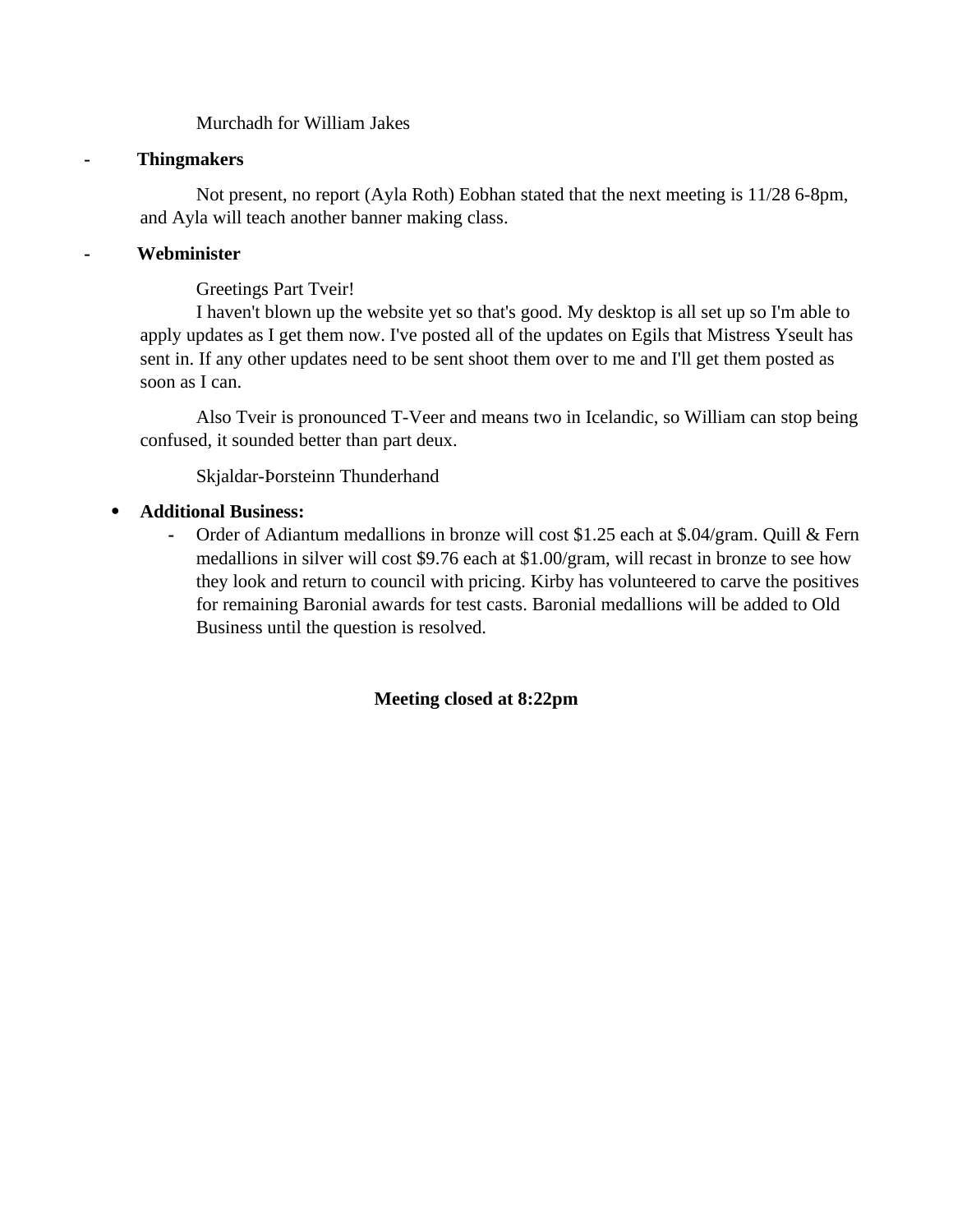Murchadh for William Jakes

- **Thingmakers**

  Not present, no report (Ayla Roth) Eobhan stated that the next meeting is 11/28 6-8pm, and Ayla will teach another banner making class.

- **Webminister**

  Greetings Part Tveir!

  I haven't blown up the website yet so that's good. My desktop is all set up so I'm able to apply updates as I get them now. I've posted all of the updates on Egils that Mistress Yseult has sent in. If any other updates need to be sent shoot them over to me and I'll get them posted as soon as I can.

  Also Tveir is pronounced T-Veer and means two in Icelandic, so William can stop being confused, it sounded better than part deux.

  Skjaldar-Þorsteinn Thunderhand

- **Additional Business:**
  - Order of Adiantum medallions in bronze will cost $1.25 each at $.04/gram. Quill & Fern medallions in silver will cost $9.76 each at $1.00/gram, will recast in bronze to see how they look and return to council with pricing. Kirby has volunteered to carve the positives for remaining Baronial awards for test casts. Baronial medallions will be added to Old Business until the question is resolved.

**Meeting closed at 8:22pm**